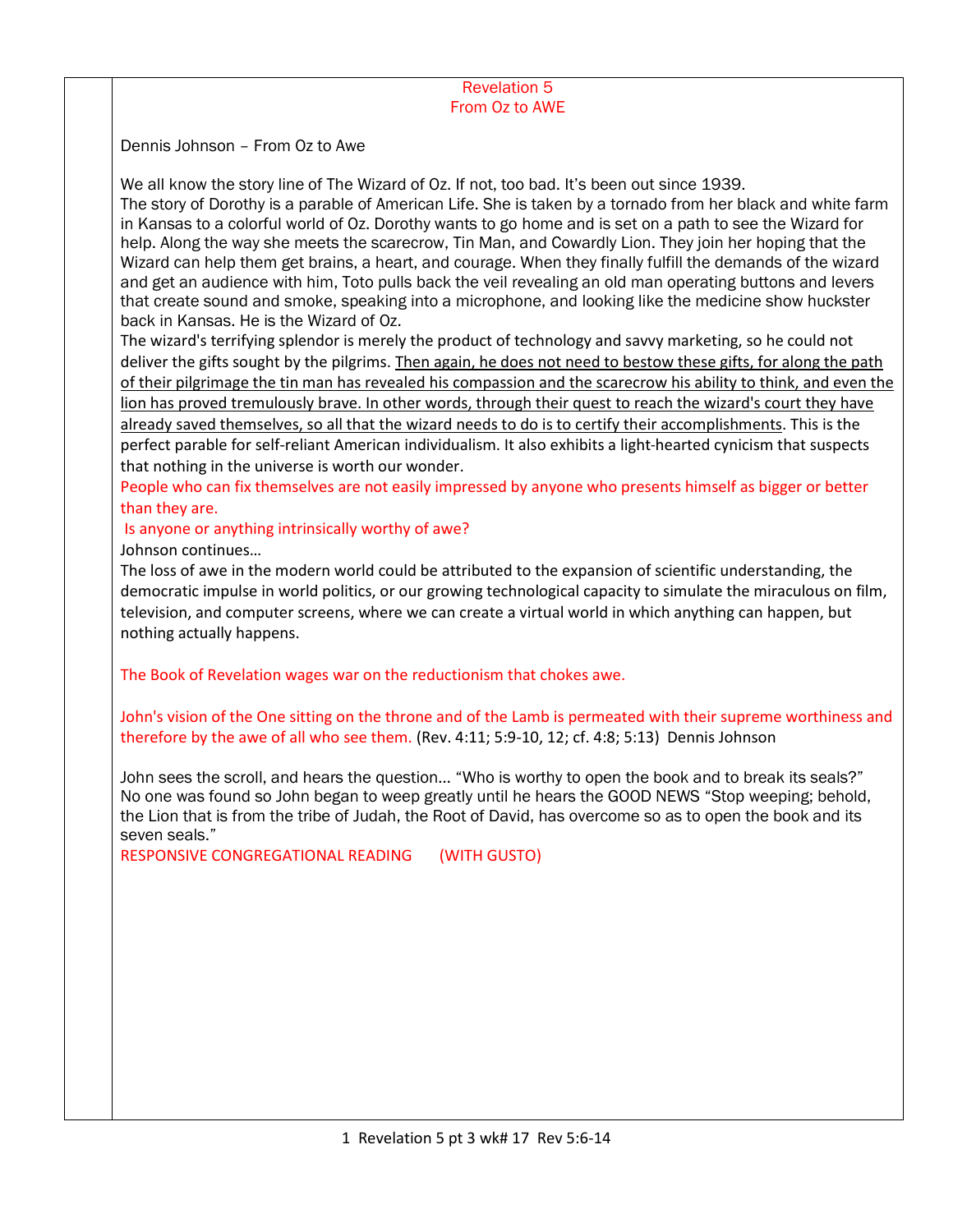# Revelation 5
## From Oz to AWE

Dennis Johnson – From Oz to Awe

We all know the story line of The Wizard of Oz. If not, too bad. It's been out since 1939.
The story of Dorothy is a parable of American Life. She is taken by a tornado from her black and white farm in Kansas to a colorful world of Oz. Dorothy wants to go home and is set on a path to see the Wizard for help. Along the way she meets the scarecrow, Tin Man, and Cowardly Lion. They join her hoping that the Wizard can help them get brains, a heart, and courage. When they finally fulfill the demands of the wizard and get an audience with him, Toto pulls back the veil revealing an old man operating buttons and levers that create sound and smoke, speaking into a microphone, and looking like the medicine show huckster back in Kansas. He is the Wizard of Oz.
The wizard's terrifying splendor is merely the product of technology and savvy marketing, so he could not deliver the gifts sought by the pilgrims. <u>Then again, he does not need to bestow these gifts, for along the path of their pilgrimage the tin man has revealed his compassion and the scarecrow his ability to think, and even the lion has proved tremulously brave. In other words, through their quest to reach the wizard's court they have already saved themselves, so all that the wizard needs to do is to certify their accomplishments</u>. This is the perfect parable for self-reliant American individualism. It also exhibits a light-hearted cynicism that suspects that nothing in the universe is worth our wonder.
People who can fix themselves are not easily impressed by anyone who presents himself as bigger or better than they are.
Is anyone or anything intrinsically worthy of awe?
Johnson continues…
The loss of awe in the modern world could be attributed to the expansion of scientific understanding, the democratic impulse in world politics, or our growing technological capacity to simulate the miraculous on film, television, and computer screens, where we can create a virtual world in which anything can happen, but nothing actually happens.

The Book of Revelation wages war on the reductionism that chokes awe.

John's vision of the One sitting on the throne and of the Lamb is permeated with their supreme worthiness and therefore by the awe of all who see them. (Rev. 4:11; 5:9-10, 12; cf. 4:8; 5:13) Dennis Johnson

John sees the scroll, and hears the question… "Who is worthy to open the book and to break its seals?" No one was found so John began to weep greatly until he hears the GOOD NEWS "Stop weeping; behold, the Lion that is from the tribe of Judah, the Root of David, has overcome so as to open the book and its seven seals."
RESPONSIVE CONGREGATIONAL READING (WITH GUSTO)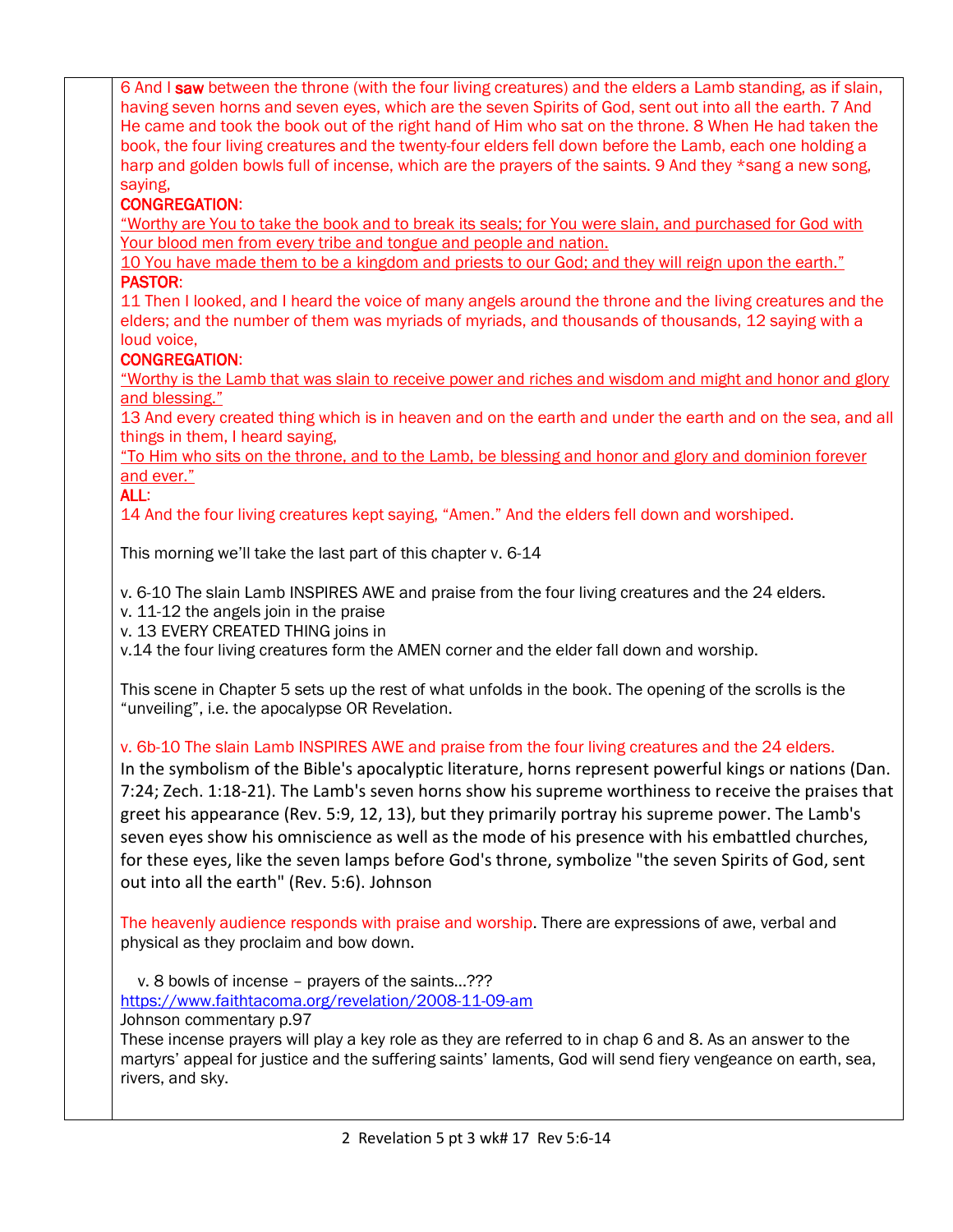6 And I **saw** between the throne (with the four living creatures) and the elders a Lamb standing, as if slain, having seven horns and seven eyes, which are the seven Spirits of God, sent out into all the earth. 7 And He came and took the book out of the right hand of Him who sat on the throne. 8 When He had taken the book, the four living creatures and the twenty-four elders fell down before the Lamb, each one holding a harp and golden bowls full of incense, which are the prayers of the saints. 9 And they *sang a new song, saying,

**CONGREGATION**:

<u>“Worthy are You to take the book and to break its seals; for You were slain, and purchased for God with Your blood men from every tribe and tongue and people and nation.</u>

<u>10 You have made them to be a kingdom and priests to our God; and they will reign upon the earth.”</u>

**PASTOR**:

11 Then I looked, and I heard the voice of many angels around the throne and the living creatures and the elders; and the number of them was myriads of myriads, and thousands of thousands, 12 saying with a loud voice,

**CONGREGATION**:

<u>“Worthy is the Lamb that was slain to receive power and riches and wisdom and might and honor and glory and blessing.”</u>

13 And every created thing which is in heaven and on the earth and under the earth and on the sea, and all things in them, I heard saying,

<u>“To Him who sits on the throne, and to the Lamb, be blessing and honor and glory and dominion forever and ever.”</u>

**ALL**:

14 And the four living creatures kept saying, “Amen.” And the elders fell down and worshiped.

This morning we’ll take the last part of this chapter v. 6-14

v. 6-10 The slain Lamb INSPIRES AWE and praise from the four living creatures and the 24 elders.
v. 11-12 the angels join in the praise
v. 13 EVERY CREATED THING joins in
v.14 the four living creatures form the AMEN corner and the elder fall down and worship.

This scene in Chapter 5 sets up the rest of what unfolds in the book. The opening of the scrolls is the “unveiling”, i.e. the apocalypse OR Revelation.

v. 6b-10 The slain Lamb INSPIRES AWE and praise from the four living creatures and the 24 elders.
In the symbolism of the Bible's apocalyptic literature, horns represent powerful kings or nations (Dan. 7:24; Zech. 1:18-21). The Lamb's seven horns show his supreme worthiness to receive the praises that greet his appearance (Rev. 5:9, 12, 13), but they primarily portray his supreme power. The Lamb's seven eyes show his omniscience as well as the mode of his presence with his embattled churches, for these eyes, like the seven lamps before God's throne, symbolize "the seven Spirits of God, sent out into all the earth" (Rev. 5:6). Johnson

The heavenly audience responds with praise and worship. There are expressions of awe, verbal and physical as they proclaim and bow down.

v. 8 bowls of incense – prayers of the saints…???
https://www.faithtacoma.org/revelation/2008-11-09-am
Johnson commentary p.97
These incense prayers will play a key role as they are referred to in chap 6 and 8. As an answer to the martyrs’ appeal for justice and the suffering saints’ laments, God will send fiery vengeance on earth, sea, rivers, and sky.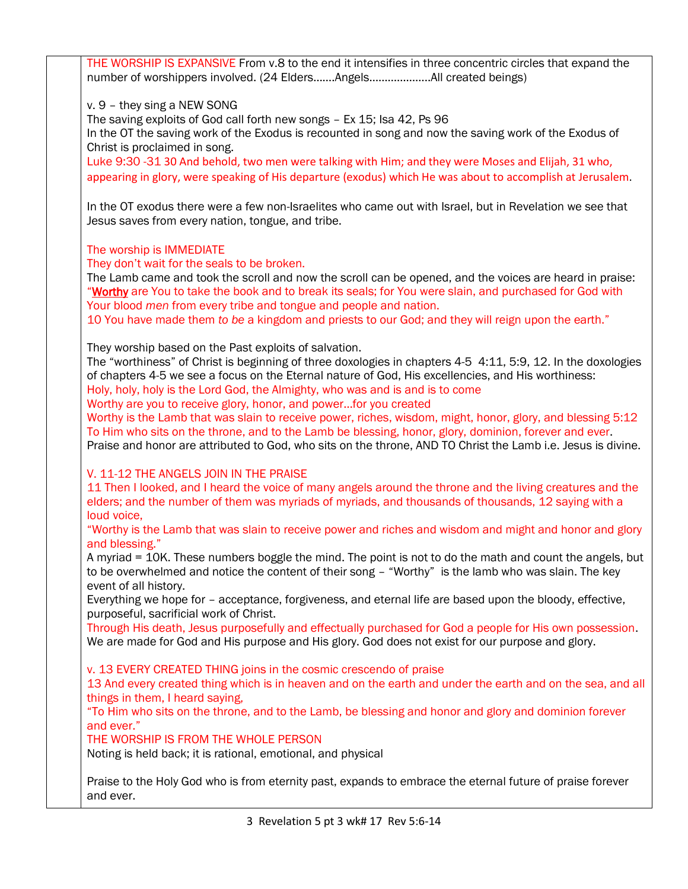THE WORSHIP IS EXPANSIVE From v.8 to the end it intensifies in three concentric circles that expand the number of worshippers involved. (24 Elders…….Angels………………..All created beings)

v. 9 – they sing a NEW SONG
The saving exploits of God call forth new songs – Ex 15; Isa 42, Ps 96
In the OT the saving work of the Exodus is recounted in song and now the saving work of the Exodus of Christ is proclaimed in song.
Luke 9:30 -31 30 And behold, two men were talking with Him; and they were Moses and Elijah, 31 who, appearing in glory, were speaking of His departure (exodus) which He was about to accomplish at Jerusalem.

In the OT exodus there were a few non-Israelites who came out with Israel, but in Revelation we see that Jesus saves from every nation, tongue, and tribe.

The worship is IMMEDIATE
They don't wait for the seals to be broken.
The Lamb came and took the scroll and now the scroll can be opened, and the voices are heard in praise:
"**Worthy** are You to take the book and to break its seals; for You were slain, and purchased for God with Your blood *men* from every tribe and tongue and people and nation.
10 You have made them *to be* a kingdom and priests to our God; and they will reign upon the earth."

They worship based on the Past exploits of salvation.
The "worthiness" of Christ is beginning of three doxologies in chapters 4-5 4:11, 5:9, 12. In the doxologies of chapters 4-5 we see a focus on the Eternal nature of God, His excellencies, and His worthiness:
Holy, holy, holy is the Lord God, the Almighty, who was and is and is to come
Worthy are you to receive glory, honor, and power…for you created
Worthy is the Lamb that was slain to receive power, riches, wisdom, might, honor, glory, and blessing 5:12
To Him who sits on the throne, and to the Lamb be blessing, honor, glory, dominion, forever and ever.
Praise and honor are attributed to God, who sits on the throne, AND TO Christ the Lamb i.e. Jesus is divine.

V. 11-12 THE ANGELS JOIN IN THE PRAISE
11 Then I looked, and I heard the voice of many angels around the throne and the living creatures and the elders; and the number of them was myriads of myriads, and thousands of thousands, 12 saying with a loud voice,
"Worthy is the Lamb that was slain to receive power and riches and wisdom and might and honor and glory and blessing."
A myriad = 10K. These numbers boggle the mind. The point is not to do the math and count the angels, but to be overwhelmed and notice the content of their song – "Worthy" is the lamb who was slain. The key event of all history.
Everything we hope for – acceptance, forgiveness, and eternal life are based upon the bloody, effective, purposeful, sacrificial work of Christ.
Through His death, Jesus purposefully and effectually purchased for God a people for His own possession.
We are made for God and His purpose and His glory. God does not exist for our purpose and glory.

v. 13 EVERY CREATED THING joins in the cosmic crescendo of praise
13 And every created thing which is in heaven and on the earth and under the earth and on the sea, and all things in them, I heard saying,
"To Him who sits on the throne, and to the Lamb, be blessing and honor and glory and dominion forever and ever."
THE WORSHIP IS FROM THE WHOLE PERSON
Noting is held back; it is rational, emotional, and physical

Praise to the Holy God who is from eternity past, expands to embrace the eternal future of praise forever and ever.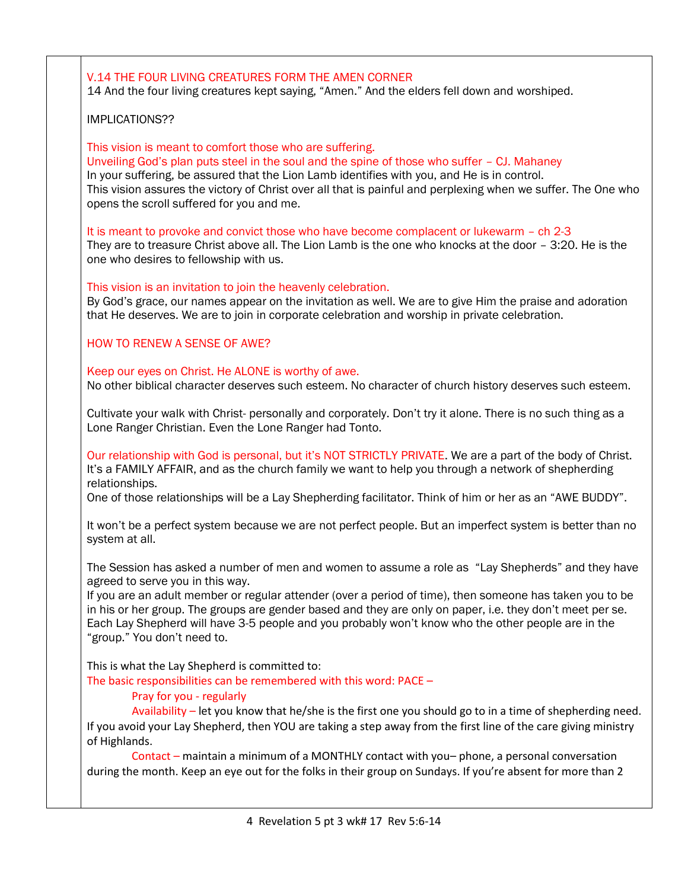V.14 THE FOUR LIVING CREATURES FORM THE AMEN CORNER

14 And the four living creatures kept saying, "Amen." And the elders fell down and worshiped.

IMPLICATIONS??

This vision is meant to comfort those who are suffering.

Unveiling God's plan puts steel in the soul and the spine of those who suffer – CJ. Mahaney

In your suffering, be assured that the Lion Lamb identifies with you, and He is in control.

This vision assures the victory of Christ over all that is painful and perplexing when we suffer. The One who opens the scroll suffered for you and me.

It is meant to provoke and convict those who have become complacent or lukewarm – ch 2-3

They are to treasure Christ above all. The Lion Lamb is the one who knocks at the door – 3:20. He is the one who desires to fellowship with us.

This vision is an invitation to join the heavenly celebration.

By God's grace, our names appear on the invitation as well. We are to give Him the praise and adoration that He deserves. We are to join in corporate celebration and worship in private celebration.

HOW TO RENEW A SENSE OF AWE?

Keep our eyes on Christ. He ALONE is worthy of awe.

No other biblical character deserves such esteem. No character of church history deserves such esteem.

Cultivate your walk with Christ- personally and corporately. Don't try it alone. There is no such thing as a Lone Ranger Christian. Even the Lone Ranger had Tonto.

Our relationship with God is personal, but it's NOT STRICTLY PRIVATE. We are a part of the body of Christ. It's a FAMILY AFFAIR, and as the church family we want to help you through a network of shepherding relationships.

One of those relationships will be a Lay Shepherding facilitator. Think of him or her as an "AWE BUDDY".

It won't be a perfect system because we are not perfect people. But an imperfect system is better than no system at all.

The Session has asked a number of men and women to assume a role as "Lay Shepherds" and they have agreed to serve you in this way.

If you are an adult member or regular attender (over a period of time), then someone has taken you to be in his or her group. The groups are gender based and they are only on paper, i.e. they don't meet per se. Each Lay Shepherd will have 3-5 people and you probably won't know who the other people are in the "group." You don't need to.

This is what the Lay Shepherd is committed to:

The basic responsibilities can be remembered with this word: PACE –

Pray for you - regularly

Availability – let you know that he/she is the first one you should go to in a time of shepherding need. If you avoid your Lay Shepherd, then YOU are taking a step away from the first line of the care giving ministry of Highlands.

Contact – maintain a minimum of a MONTHLY contact with you– phone, a personal conversation during the month. Keep an eye out for the folks in their group on Sundays. If you're absent for more than 2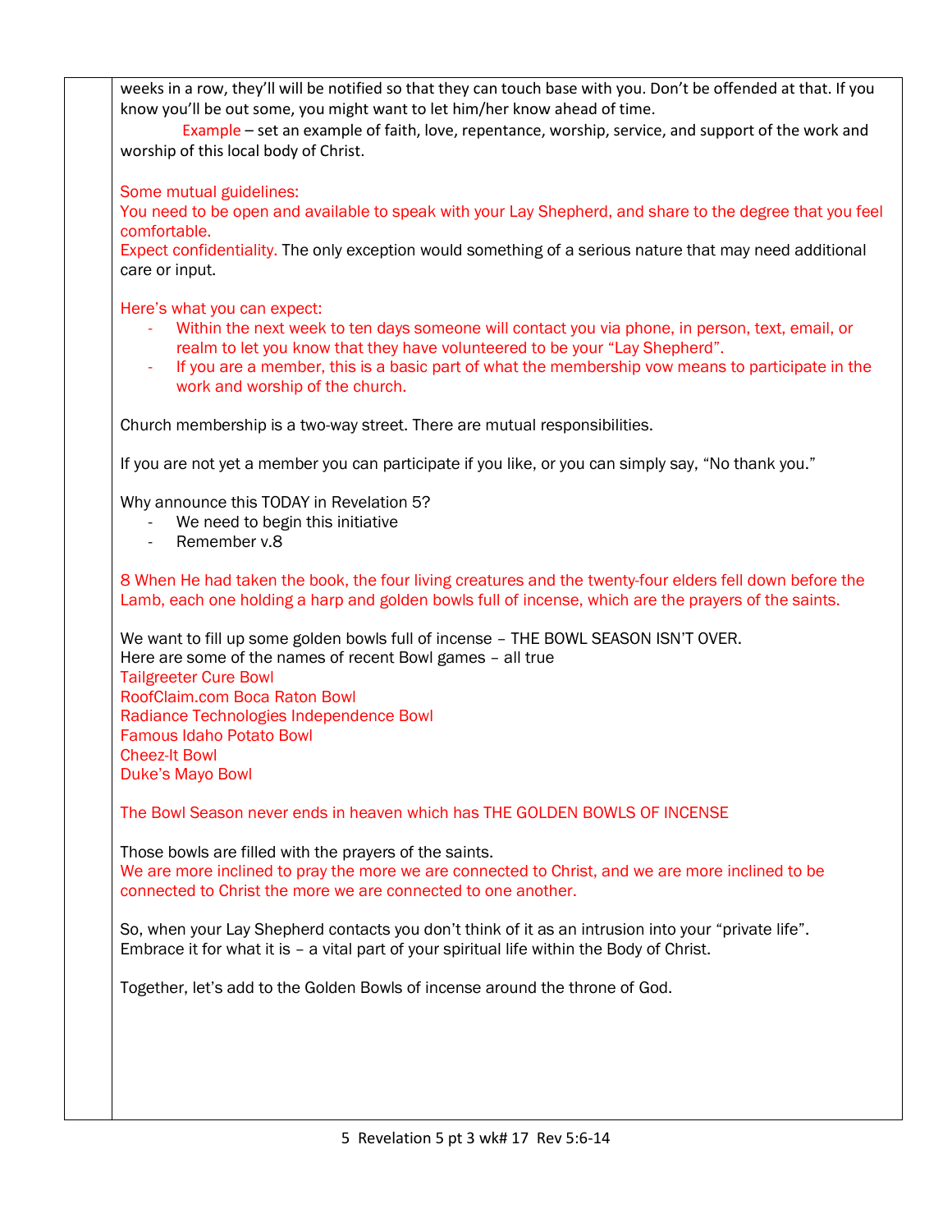weeks in a row, they'll will be notified so that they can touch base with you. Don't be offended at that. If you know you'll be out some, you might want to let him/her know ahead of time.

Example – set an example of faith, love, repentance, worship, service, and support of the work and worship of this local body of Christ.

Some mutual guidelines:
You need to be open and available to speak with your Lay Shepherd, and share to the degree that you feel comfortable.
Expect confidentiality. The only exception would something of a serious nature that may need additional care or input.

Here's what you can expect:

- Within the next week to ten days someone will contact you via phone, in person, text, email, or realm to let you know that they have volunteered to be your "Lay Shepherd".
- If you are a member, this is a basic part of what the membership vow means to participate in the work and worship of the church.

Church membership is a two-way street. There are mutual responsibilities.

If you are not yet a member you can participate if you like, or you can simply say, "No thank you."

Why announce this TODAY in Revelation 5?

- We need to begin this initiative
- Remember v.8

8 When He had taken the book, the four living creatures and the twenty-four elders fell down before the Lamb, each one holding a harp and golden bowls full of incense, which are the prayers of the saints.

We want to fill up some golden bowls full of incense – THE BOWL SEASON ISN'T OVER.
Here are some of the names of recent Bowl games – all true
Tailgreeter Cure Bowl
RoofClaim.com Boca Raton Bowl
Radiance Technologies Independence Bowl
Famous Idaho Potato Bowl
Cheez-It Bowl
Duke's Mayo Bowl

The Bowl Season never ends in heaven which has THE GOLDEN BOWLS OF INCENSE

Those bowls are filled with the prayers of the saints.
We are more inclined to pray the more we are connected to Christ, and we are more inclined to be connected to Christ the more we are connected to one another.

So, when your Lay Shepherd contacts you don't think of it as an intrusion into your "private life". Embrace it for what it is – a vital part of your spiritual life within the Body of Christ.

Together, let's add to the Golden Bowls of incense around the throne of God.